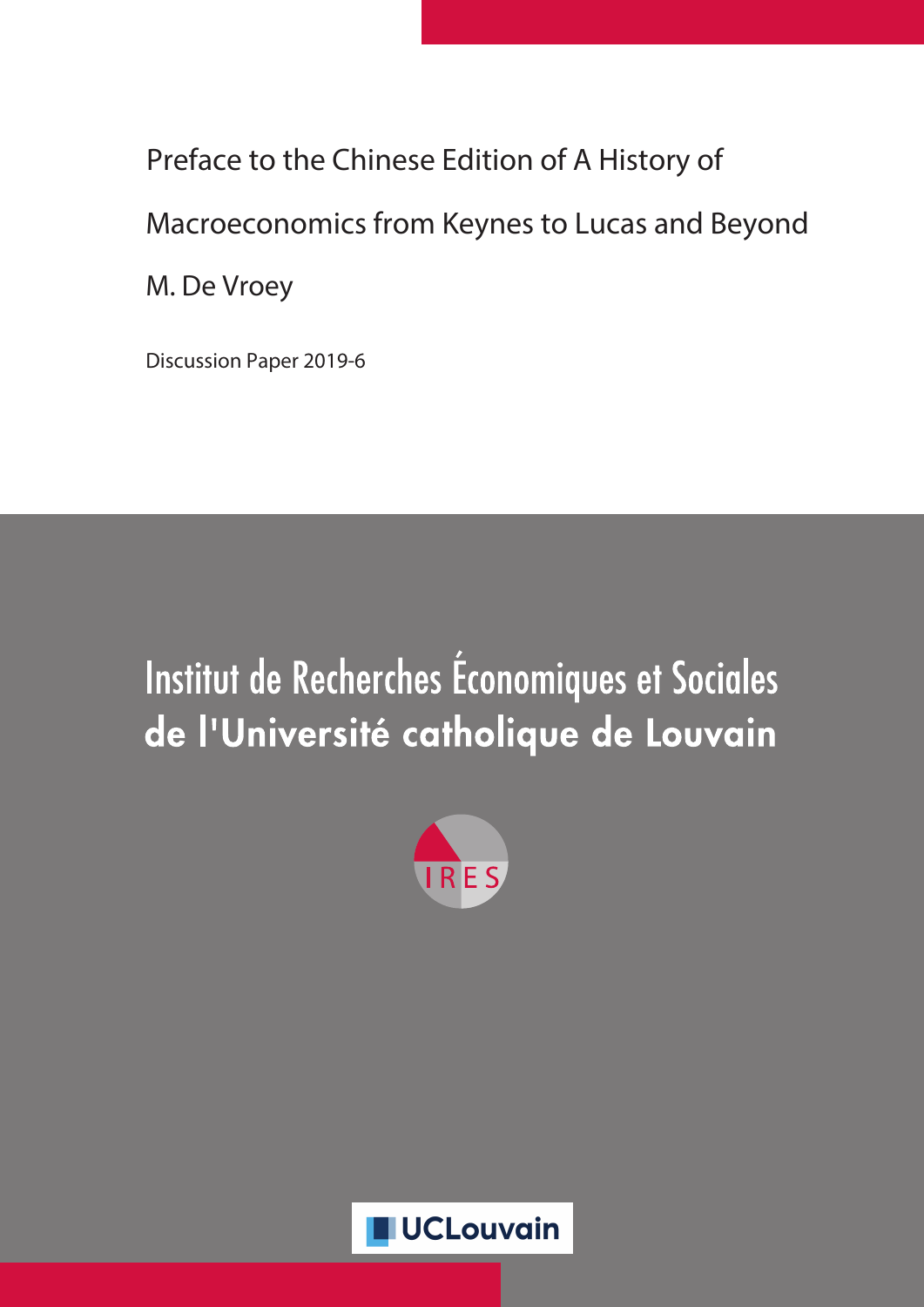# Preface to the Chinese Edition of A History of Macroeconomics from Keynes to Lucas and Beyond

M. De Vroey

Discussion Paper 2019-6

**Institut de Recherches Économiques et Sociales de l'Université catholique de Louvain**

IRES

UCLouvain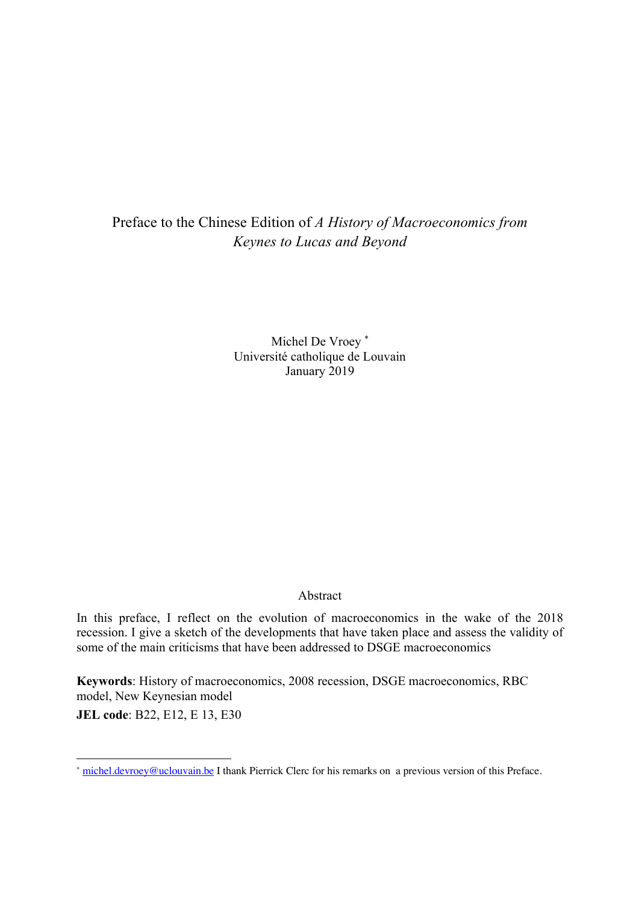Preface to the Chinese Edition of *A History of Macroeconomics from Keynes to Lucas and Beyond*

Michel De Vroey [*]
Université catholique de Louvain
January 2019

Abstract

In this preface, I reflect on the evolution of macroeconomics in the wake of the 2018 recession. I give a sketch of the developments that have taken place and assess the validity of some of the main criticisms that have been addressed to DSGE macroeconomics

**Keywords**: History of macroeconomics, 2008 recession, DSGE macroeconomics, RBC model, New Keynesian model

**JEL code**: B22, E12, E 13, E30

---

[*] michel.devroey@uclouvain.be I thank Pierrick Clerc for his remarks on a previous version of this Preface.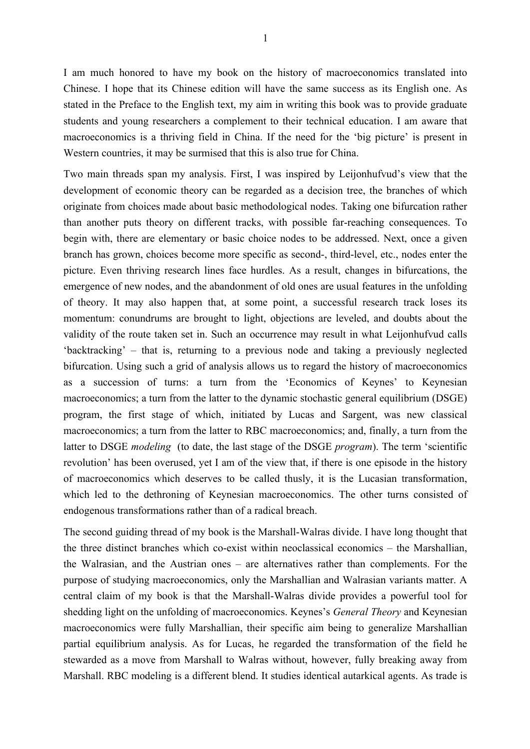I am much honored to have my book on the history of macroeconomics translated into Chinese. I hope that its Chinese edition will have the same success as its English one. As stated in the Preface to the English text, my aim in writing this book was to provide graduate students and young researchers a complement to their technical education. I am aware that macroeconomics is a thriving field in China. If the need for the 'big picture' is present in Western countries, it may be surmised that this is also true for China.

Two main threads span my analysis. First, I was inspired by Leijonhufvud's view that the development of economic theory can be regarded as a decision tree, the branches of which originate from choices made about basic methodological nodes. Taking one bifurcation rather than another puts theory on different tracks, with possible far-reaching consequences. To begin with, there are elementary or basic choice nodes to be addressed. Next, once a given branch has grown, choices become more specific as second-, third-level, etc., nodes enter the picture. Even thriving research lines face hurdles. As a result, changes in bifurcations, the emergence of new nodes, and the abandonment of old ones are usual features in the unfolding of theory. It may also happen that, at some point, a successful research track loses its momentum: conundrums are brought to light, objections are leveled, and doubts about the validity of the route taken set in. Such an occurrence may result in what Leijonhufvud calls 'backtracking' – that is, returning to a previous node and taking a previously neglected bifurcation. Using such a grid of analysis allows us to regard the history of macroeconomics as a succession of turns: a turn from the 'Economics of Keynes' to Keynesian macroeconomics; a turn from the latter to the dynamic stochastic general equilibrium (DSGE) program, the first stage of which, initiated by Lucas and Sargent, was new classical macroeconomics; a turn from the latter to RBC macroeconomics; and, finally, a turn from the latter to DSGE *modeling* (to date, the last stage of the DSGE *program*). The term 'scientific revolution' has been overused, yet I am of the view that, if there is one episode in the history of macroeconomics which deserves to be called thusly, it is the Lucasian transformation, which led to the dethroning of Keynesian macroeconomics. The other turns consisted of endogenous transformations rather than of a radical breach.

The second guiding thread of my book is the Marshall-Walras divide. I have long thought that the three distinct branches which co-exist within neoclassical economics – the Marshallian, the Walrasian, and the Austrian ones – are alternatives rather than complements. For the purpose of studying macroeconomics, only the Marshallian and Walrasian variants matter. A central claim of my book is that the Marshall-Walras divide provides a powerful tool for shedding light on the unfolding of macroeconomics. Keynes's *General Theory* and Keynesian macroeconomics were fully Marshallian, their specific aim being to generalize Marshallian partial equilibrium analysis. As for Lucas, he regarded the transformation of the field he stewarded as a move from Marshall to Walras without, however, fully breaking away from Marshall. RBC modeling is a different blend. It studies identical autarkical agents. As trade is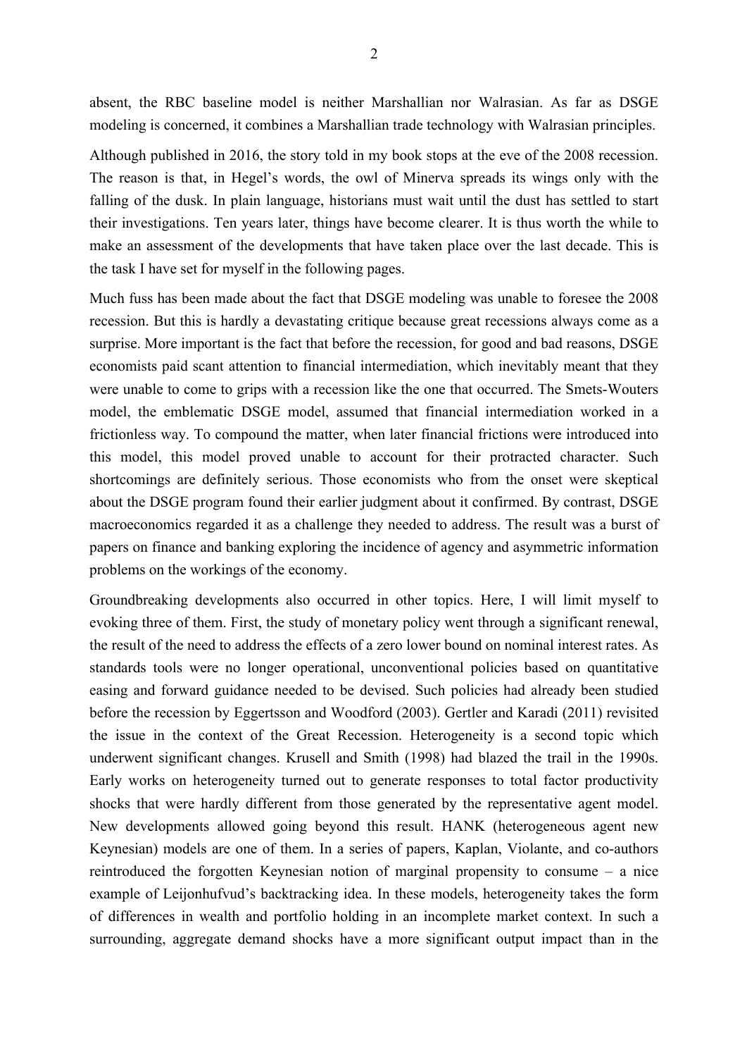absent, the RBC baseline model is neither Marshallian nor Walrasian. As far as DSGE modeling is concerned, it combines a Marshallian trade technology with Walrasian principles.

Although published in 2016, the story told in my book stops at the eve of the 2008 recession. The reason is that, in Hegel's words, the owl of Minerva spreads its wings only with the falling of the dusk. In plain language, historians must wait until the dust has settled to start their investigations. Ten years later, things have become clearer. It is thus worth the while to make an assessment of the developments that have taken place over the last decade. This is the task I have set for myself in the following pages.

Much fuss has been made about the fact that DSGE modeling was unable to foresee the 2008 recession. But this is hardly a devastating critique because great recessions always come as a surprise. More important is the fact that before the recession, for good and bad reasons, DSGE economists paid scant attention to financial intermediation, which inevitably meant that they were unable to come to grips with a recession like the one that occurred. The Smets-Wouters model, the emblematic DSGE model, assumed that financial intermediation worked in a frictionless way. To compound the matter, when later financial frictions were introduced into this model, this model proved unable to account for their protracted character. Such shortcomings are definitely serious. Those economists who from the onset were skeptical about the DSGE program found their earlier judgment about it confirmed. By contrast, DSGE macroeconomics regarded it as a challenge they needed to address. The result was a burst of papers on finance and banking exploring the incidence of agency and asymmetric information problems on the workings of the economy.

Groundbreaking developments also occurred in other topics. Here, I will limit myself to evoking three of them. First, the study of monetary policy went through a significant renewal, the result of the need to address the effects of a zero lower bound on nominal interest rates. As standards tools were no longer operational, unconventional policies based on quantitative easing and forward guidance needed to be devised. Such policies had already been studied before the recession by Eggertsson and Woodford (2003). Gertler and Karadi (2011) revisited the issue in the context of the Great Recession. Heterogeneity is a second topic which underwent significant changes. Krusell and Smith (1998) had blazed the trail in the 1990s. Early works on heterogeneity turned out to generate responses to total factor productivity shocks that were hardly different from those generated by the representative agent model. New developments allowed going beyond this result. HANK (heterogeneous agent new Keynesian) models are one of them. In a series of papers, Kaplan, Violante, and co-authors reintroduced the forgotten Keynesian notion of marginal propensity to consume – a nice example of Leijonhufvud's backtracking idea. In these models, heterogeneity takes the form of differences in wealth and portfolio holding in an incomplete market context. In such a surrounding, aggregate demand shocks have a more significant output impact than in the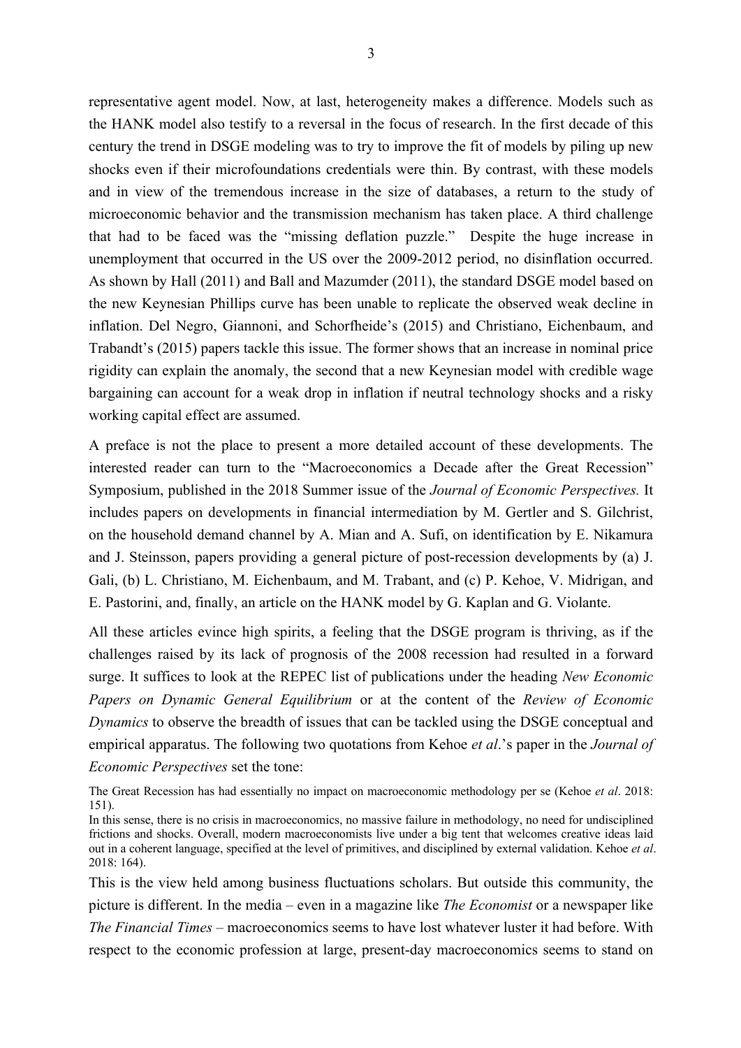representative agent model. Now, at last, heterogeneity makes a difference. Models such as the HANK model also testify to a reversal in the focus of research. In the first decade of this century the trend in DSGE modeling was to try to improve the fit of models by piling up new shocks even if their microfoundations credentials were thin. By contrast, with these models and in view of the tremendous increase in the size of databases, a return to the study of microeconomic behavior and the transmission mechanism has taken place. A third challenge that had to be faced was the "missing deflation puzzle." Despite the huge increase in unemployment that occurred in the US over the 2009-2012 period, no disinflation occurred. As shown by Hall (2011) and Ball and Mazumder (2011), the standard DSGE model based on the new Keynesian Phillips curve has been unable to replicate the observed weak decline in inflation. Del Negro, Giannoni, and Schorfheide's (2015) and Christiano, Eichenbaum, and Trabandt's (2015) papers tackle this issue. The former shows that an increase in nominal price rigidity can explain the anomaly, the second that a new Keynesian model with credible wage bargaining can account for a weak drop in inflation if neutral technology shocks and a risky working capital effect are assumed.

A preface is not the place to present a more detailed account of these developments. The interested reader can turn to the "Macroeconomics a Decade after the Great Recession" Symposium, published in the 2018 Summer issue of the *Journal of Economic Perspectives.* It includes papers on developments in financial intermediation by M. Gertler and S. Gilchrist, on the household demand channel by A. Mian and A. Sufi, on identification by E. Nikamura and J. Steinsson, papers providing a general picture of post-recession developments by (a) J. Gali, (b) L. Christiano, M. Eichenbaum, and M. Trabant, and (c) P. Kehoe, V. Midrigan, and E. Pastorini, and, finally, an article on the HANK model by G. Kaplan and G. Violante.

All these articles evince high spirits, a feeling that the DSGE program is thriving, as if the challenges raised by its lack of prognosis of the 2008 recession had resulted in a forward surge. It suffices to look at the REPEC list of publications under the heading *New Economic Papers on Dynamic General Equilibrium* or at the content of the *Review of Economic Dynamics* to observe the breadth of issues that can be tackled using the DSGE conceptual and empirical apparatus. The following two quotations from Kehoe *et al*.'s paper in the *Journal of Economic Perspectives* set the tone:

> The Great Recession has had essentially no impact on macroeconomic methodology per se (Kehoe *et al*. 2018: 151).
>
> In this sense, there is no crisis in macroeconomics, no massive failure in methodology, no need for undisciplined frictions and shocks. Overall, modern macroeconomists live under a big tent that welcomes creative ideas laid out in a coherent language, specified at the level of primitives, and disciplined by external validation. Kehoe *et al*. 2018: 164).

This is the view held among business fluctuations scholars. But outside this community, the picture is different. In the media – even in a magazine like *The Economist* or a newspaper like *The Financial Times* – macroeconomics seems to have lost whatever luster it had before. With respect to the economic profession at large, present-day macroeconomics seems to stand on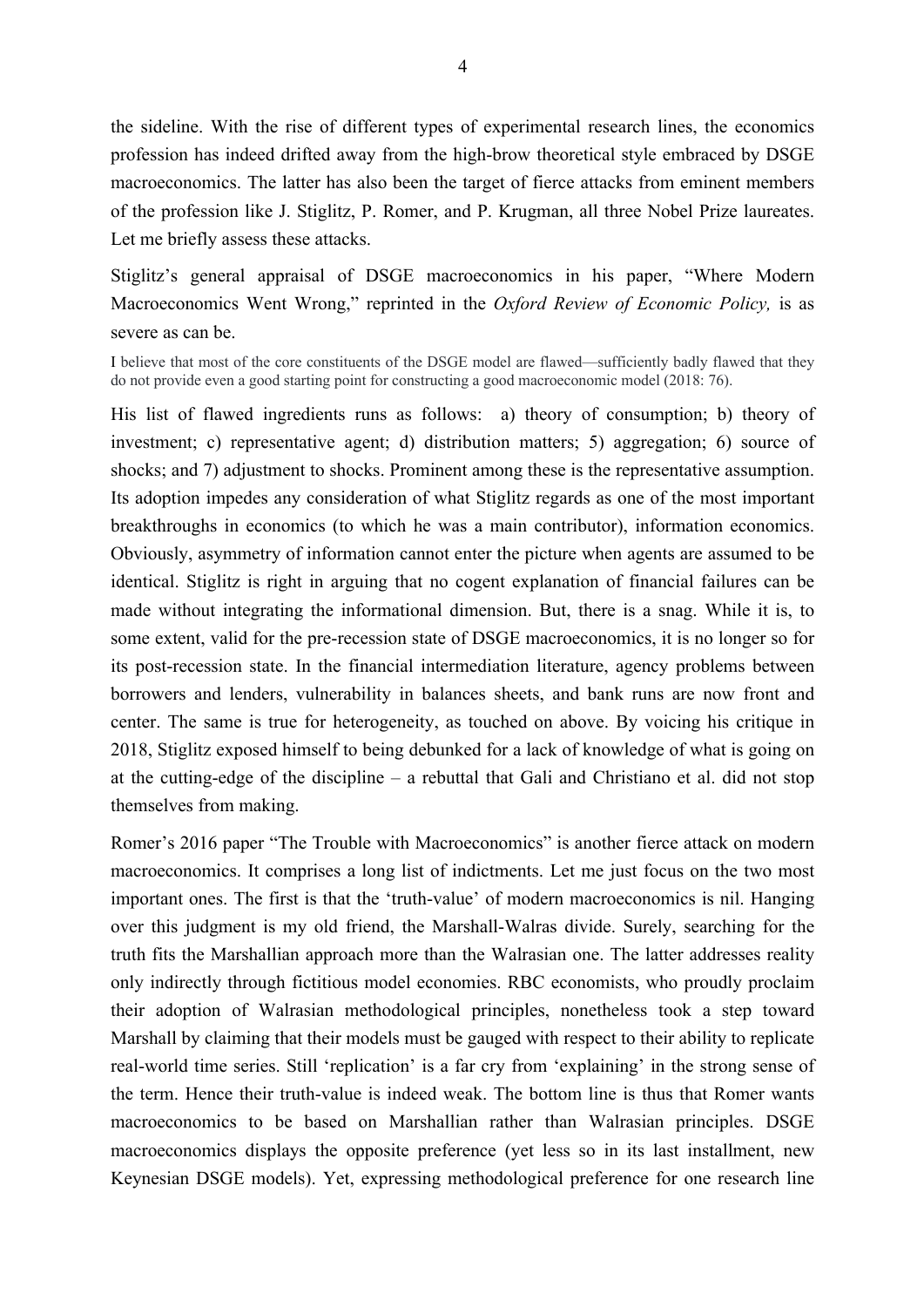the sideline. With the rise of different types of experimental research lines, the economics profession has indeed drifted away from the high-brow theoretical style embraced by DSGE macroeconomics. The latter has also been the target of fierce attacks from eminent members of the profession like J. Stiglitz, P. Romer, and P. Krugman, all three Nobel Prize laureates. Let me briefly assess these attacks.

Stiglitz's general appraisal of DSGE macroeconomics in his paper, "Where Modern Macroeconomics Went Wrong," reprinted in the *Oxford Review of Economic Policy,* is as severe as can be.

> I believe that most of the core constituents of the DSGE model are flawed—sufficiently badly flawed that they do not provide even a good starting point for constructing a good macroeconomic model (2018: 76).

His list of flawed ingredients runs as follows: a) theory of consumption; b) theory of investment; c) representative agent; d) distribution matters; 5) aggregation; 6) source of shocks; and 7) adjustment to shocks. Prominent among these is the representative assumption. Its adoption impedes any consideration of what Stiglitz regards as one of the most important breakthroughs in economics (to which he was a main contributor), information economics. Obviously, asymmetry of information cannot enter the picture when agents are assumed to be identical. Stiglitz is right in arguing that no cogent explanation of financial failures can be made without integrating the informational dimension. But, there is a snag. While it is, to some extent, valid for the pre-recession state of DSGE macroeconomics, it is no longer so for its post-recession state. In the financial intermediation literature, agency problems between borrowers and lenders, vulnerability in balances sheets, and bank runs are now front and center. The same is true for heterogeneity, as touched on above. By voicing his critique in 2018, Stiglitz exposed himself to being debunked for a lack of knowledge of what is going on at the cutting-edge of the discipline – a rebuttal that Gali and Christiano et al. did not stop themselves from making.

Romer's 2016 paper "The Trouble with Macroeconomics" is another fierce attack on modern macroeconomics. It comprises a long list of indictments. Let me just focus on the two most important ones. The first is that the 'truth-value' of modern macroeconomics is nil. Hanging over this judgment is my old friend, the Marshall-Walras divide. Surely, searching for the truth fits the Marshallian approach more than the Walrasian one. The latter addresses reality only indirectly through fictitious model economies. RBC economists, who proudly proclaim their adoption of Walrasian methodological principles, nonetheless took a step toward Marshall by claiming that their models must be gauged with respect to their ability to replicate real-world time series. Still 'replication' is a far cry from 'explaining' in the strong sense of the term. Hence their truth-value is indeed weak. The bottom line is thus that Romer wants macroeconomics to be based on Marshallian rather than Walrasian principles. DSGE macroeconomics displays the opposite preference (yet less so in its last installment, new Keynesian DSGE models). Yet, expressing methodological preference for one research line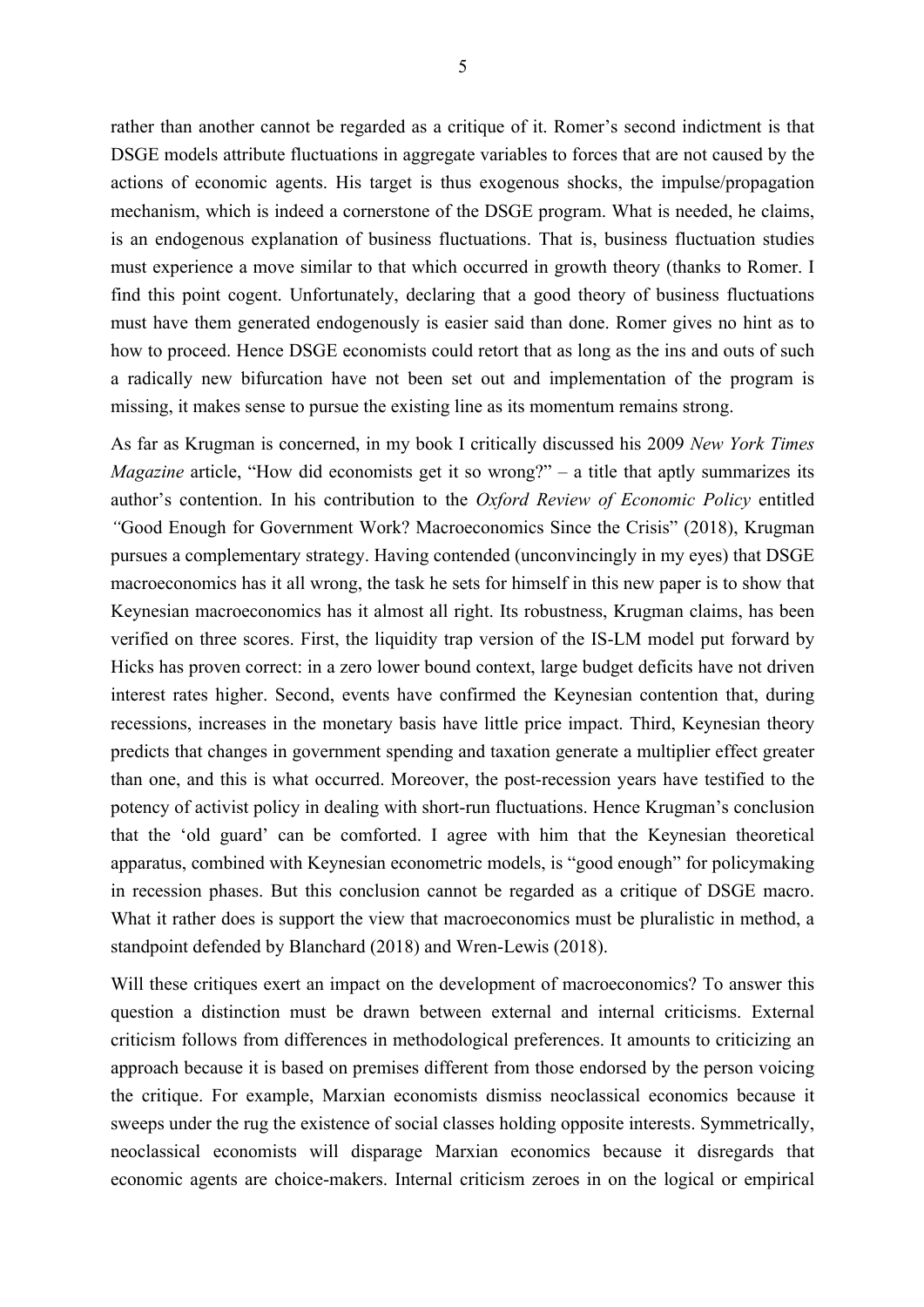rather than another cannot be regarded as a critique of it. Romer's second indictment is that DSGE models attribute fluctuations in aggregate variables to forces that are not caused by the actions of economic agents. His target is thus exogenous shocks, the impulse/propagation mechanism, which is indeed a cornerstone of the DSGE program. What is needed, he claims, is an endogenous explanation of business fluctuations. That is, business fluctuation studies must experience a move similar to that which occurred in growth theory (thanks to Romer. I find this point cogent. Unfortunately, declaring that a good theory of business fluctuations must have them generated endogenously is easier said than done. Romer gives no hint as to how to proceed. Hence DSGE economists could retort that as long as the ins and outs of such a radically new bifurcation have not been set out and implementation of the program is missing, it makes sense to pursue the existing line as its momentum remains strong.

As far as Krugman is concerned, in my book I critically discussed his 2009 *New York Times Magazine* article, "How did economists get it so wrong?" – a title that aptly summarizes its author's contention. In his contribution to the *Oxford Review of Economic Policy* entitled *"*Good Enough for Government Work? Macroeconomics Since the Crisis" (2018), Krugman pursues a complementary strategy. Having contended (unconvincingly in my eyes) that DSGE macroeconomics has it all wrong, the task he sets for himself in this new paper is to show that Keynesian macroeconomics has it almost all right. Its robustness, Krugman claims, has been verified on three scores. First, the liquidity trap version of the IS-LM model put forward by Hicks has proven correct: in a zero lower bound context, large budget deficits have not driven interest rates higher. Second, events have confirmed the Keynesian contention that, during recessions, increases in the monetary basis have little price impact. Third, Keynesian theory predicts that changes in government spending and taxation generate a multiplier effect greater than one, and this is what occurred. Moreover, the post-recession years have testified to the potency of activist policy in dealing with short-run fluctuations. Hence Krugman's conclusion that the 'old guard' can be comforted. I agree with him that the Keynesian theoretical apparatus, combined with Keynesian econometric models, is "good enough" for policymaking in recession phases. But this conclusion cannot be regarded as a critique of DSGE macro. What it rather does is support the view that macroeconomics must be pluralistic in method, a standpoint defended by Blanchard (2018) and Wren-Lewis (2018).

Will these critiques exert an impact on the development of macroeconomics? To answer this question a distinction must be drawn between external and internal criticisms. External criticism follows from differences in methodological preferences. It amounts to criticizing an approach because it is based on premises different from those endorsed by the person voicing the critique. For example, Marxian economists dismiss neoclassical economics because it sweeps under the rug the existence of social classes holding opposite interests. Symmetrically, neoclassical economists will disparage Marxian economics because it disregards that economic agents are choice-makers. Internal criticism zeroes in on the logical or empirical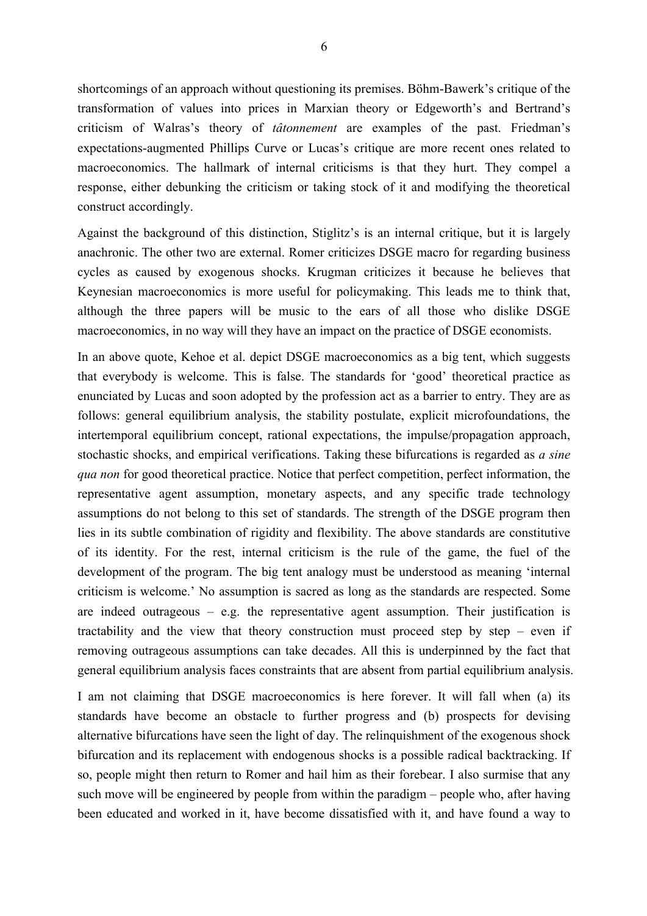shortcomings of an approach without questioning its premises. Böhm-Bawerk's critique of the transformation of values into prices in Marxian theory or Edgeworth's and Bertrand's criticism of Walras's theory of *tâtonnement* are examples of the past. Friedman's expectations-augmented Phillips Curve or Lucas's critique are more recent ones related to macroeconomics. The hallmark of internal criticisms is that they hurt. They compel a response, either debunking the criticism or taking stock of it and modifying the theoretical construct accordingly.

Against the background of this distinction, Stiglitz's is an internal critique, but it is largely anachronic. The other two are external. Romer criticizes DSGE macro for regarding business cycles as caused by exogenous shocks. Krugman criticizes it because he believes that Keynesian macroeconomics is more useful for policymaking. This leads me to think that, although the three papers will be music to the ears of all those who dislike DSGE macroeconomics, in no way will they have an impact on the practice of DSGE economists.

In an above quote, Kehoe et al. depict DSGE macroeconomics as a big tent, which suggests that everybody is welcome. This is false. The standards for 'good' theoretical practice as enunciated by Lucas and soon adopted by the profession act as a barrier to entry. They are as follows: general equilibrium analysis, the stability postulate, explicit microfoundations, the intertemporal equilibrium concept, rational expectations, the impulse/propagation approach, stochastic shocks, and empirical verifications. Taking these bifurcations is regarded as *a sine qua non* for good theoretical practice. Notice that perfect competition, perfect information, the representative agent assumption, monetary aspects, and any specific trade technology assumptions do not belong to this set of standards. The strength of the DSGE program then lies in its subtle combination of rigidity and flexibility. The above standards are constitutive of its identity. For the rest, internal criticism is the rule of the game, the fuel of the development of the program. The big tent analogy must be understood as meaning 'internal criticism is welcome.' No assumption is sacred as long as the standards are respected. Some are indeed outrageous – e.g. the representative agent assumption. Their justification is tractability and the view that theory construction must proceed step by step – even if removing outrageous assumptions can take decades. All this is underpinned by the fact that general equilibrium analysis faces constraints that are absent from partial equilibrium analysis.

I am not claiming that DSGE macroeconomics is here forever. It will fall when (a) its standards have become an obstacle to further progress and (b) prospects for devising alternative bifurcations have seen the light of day. The relinquishment of the exogenous shock bifurcation and its replacement with endogenous shocks is a possible radical backtracking. If so, people might then return to Romer and hail him as their forebear. I also surmise that any such move will be engineered by people from within the paradigm – people who, after having been educated and worked in it, have become dissatisfied with it, and have found a way to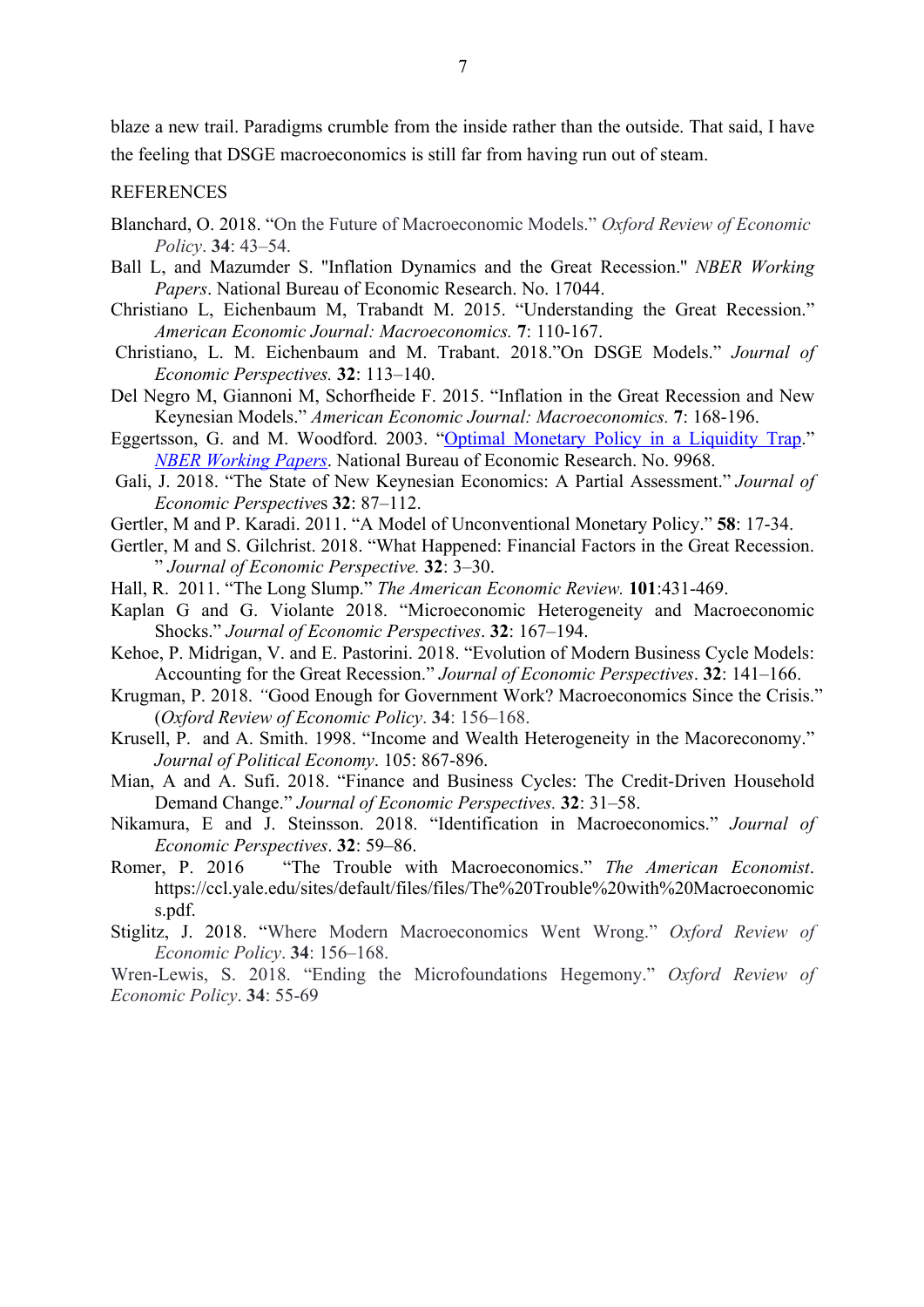blaze a new trail. Paradigms crumble from the inside rather than the outside. That said, I have the feeling that DSGE macroeconomics is still far from having run out of steam.

REFERENCES

Blanchard, O. 2018. "On the Future of Macroeconomic Models." *Oxford Review of Economic Policy*. **34**: 43–54.

Ball L, and Mazumder S. "Inflation Dynamics and the Great Recession." *NBER Working Papers*. National Bureau of Economic Research. No. 17044.

Christiano L, Eichenbaum M, Trabandt M. 2015. "Understanding the Great Recession." *American Economic Journal: Macroeconomics.* **7**: 110-167.

Christiano, L. M. Eichenbaum and M. Trabant. 2018."On DSGE Models." *Journal of Economic Perspectives.* **32**: 113–140.

Del Negro M, Giannoni M, Schorfheide F. 2015. "Inflation in the Great Recession and New Keynesian Models." *American Economic Journal: Macroeconomics.* **7**: 168-196.

Eggertsson, G. and M. Woodford. 2003. "Optimal Monetary Policy in a Liquidity Trap." *NBER Working Papers*. National Bureau of Economic Research. No. 9968.

Gali, J. 2018. "The State of New Keynesian Economics: A Partial Assessment." *Journal of Economic Perspectives* **32**: 87–112.

Gertler, M and P. Karadi. 2011. "A Model of Unconventional Monetary Policy." **58**: 17-34.

Gertler, M and S. Gilchrist. 2018. "What Happened: Financial Factors in the Great Recession. " *Journal of Economic Perspective.* **32**: 3–30.

Hall, R. 2011. "The Long Slump." *The American Economic Review.* **101**:431-469.

Kaplan G and G. Violante 2018. "Microeconomic Heterogeneity and Macroeconomic Shocks." *Journal of Economic Perspectives*. **32**: 167–194.

Kehoe, P. Midrigan, V. and E. Pastorini. 2018. "Evolution of Modern Business Cycle Models: Accounting for the Great Recession." *Journal of Economic Perspectives*. **32**: 141–166.

Krugman, P. 2018. "Good Enough for Government Work? Macroeconomics Since the Crisis." (*Oxford Review of Economic Policy*. **34**: 156–168.

Krusell, P. and A. Smith. 1998. "Income and Wealth Heterogeneity in the Macoreconomy." *Journal of Political Economy*. 105: 867-896.

Mian, A and A. Sufi. 2018. "Finance and Business Cycles: The Credit-Driven Household Demand Change." *Journal of Economic Perspectives.* **32**: 31–58.

Nikamura, E and J. Steinsson. 2018. "Identification in Macroeconomics." *Journal of Economic Perspectives*. **32**: 59–86.

Romer, P. 2016 "The Trouble with Macroeconomics." *The American Economist*. https://ccl.yale.edu/sites/default/files/files/The%20Trouble%20with%20Macroeconomics.pdf.

Stiglitz, J. 2018. "Where Modern Macroeconomics Went Wrong." *Oxford Review of Economic Policy*. **34**: 156–168.

Wren-Lewis, S. 2018. "Ending the Microfoundations Hegemony." *Oxford Review of Economic Policy*. **34**: 55-69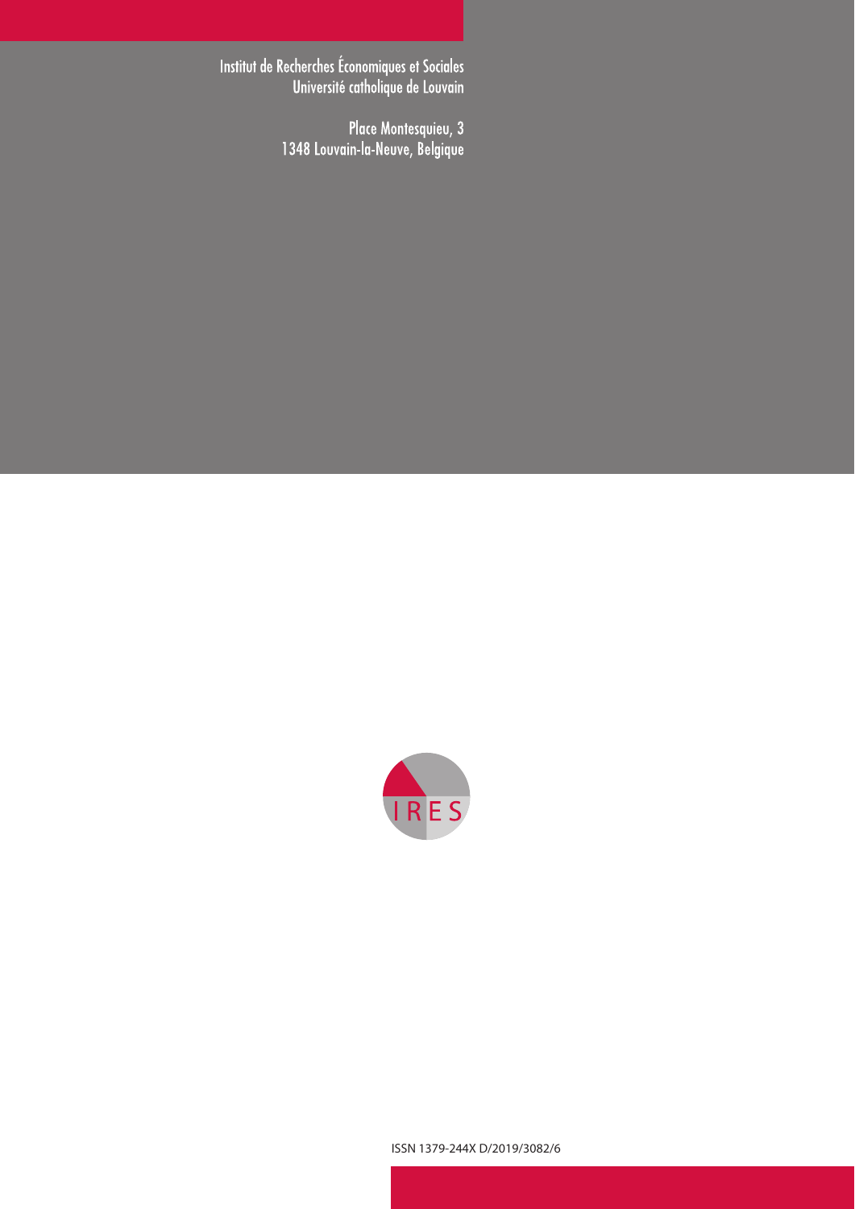Institut de Recherches Économiques et Sociales
Université catholique de Louvain

Place Montesquieu, 3
1348 Louvain-la-Neuve, Belgique

IRES

ISSN 1379-244X D/2019/3082/6